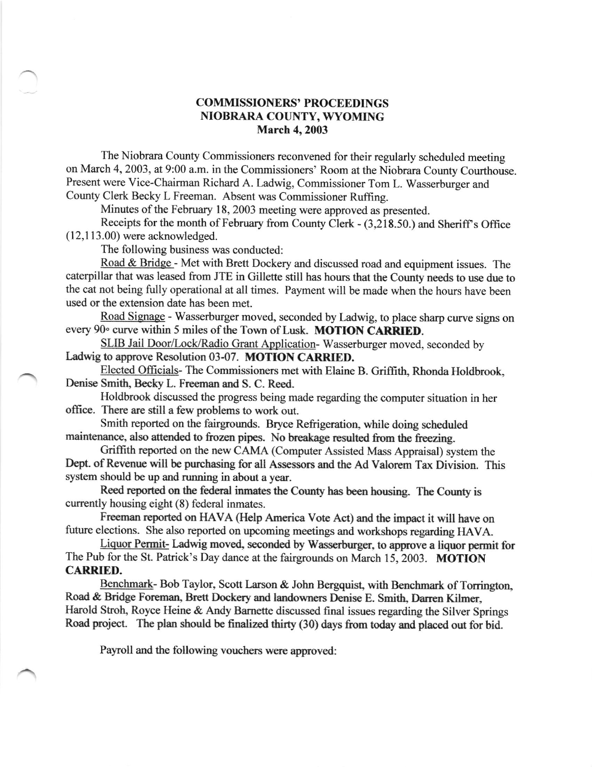# COMMISSIONERS' PROCEEDINGS
# NIOBRARA COUNTY, WYOMING
# March 4, 2003

The Niobrara County Commissioners reconvened for their regularly scheduled meeting on March 4, 2003, at 9:00 a.m. in the Commissioners' Room at the Niobrara County Courthouse. Present were Vice-Chairman Richard A. Ladwig, Commissioner Tom L. Wasserburger and County Clerk Becky L Freeman. Absent was Commissioner Ruffing.

Minutes of the February 18, 2003 meeting were approved as presented.

Receipts for the month of February from County Clerk - (3,218.50.) and Sheriff's Office (12,113.00) were acknowledged.

The following business was conducted:

Road & Bridge - Met with Brett Dockery and discussed road and equipment issues. The caterpillar that was leased from JTE in Gillette still has hours that the County needs to use due to the cat not being fully operational at all times. Payment will be made when the hours have been used or the extension date has been met.

Road Signage - Wasserburger moved, seconded by Ladwig, to place sharp curve signs on every 90° curve within 5 miles of the Town of Lusk. **MOTION CARRIED.**

SLIB Jail Door/Lock/Radio Grant Application- Wasserburger moved, seconded by Ladwig to approve Resolution 03-07. **MOTION CARRIED.**

Elected Officials- The Commissioners met with Elaine B. Griffith, Rhonda Holdbrook, Denise Smith, Becky L. Freeman and S. C. Reed.

Holdbrook discussed the progress being made regarding the computer situation in her office. There are still a few problems to work out.

Smith reported on the fairgrounds. Bryce Refrigeration, while doing scheduled maintenance, also attended to frozen pipes. No breakage resulted from the freezing.

Griffith reported on the new CAMA (Computer Assisted Mass Appraisal) system the Dept. of Revenue will be purchasing for all Assessors and the Ad Valorem Tax Division. This system should be up and running in about a year.

Reed reported on the federal inmates the County has been housing. The County is currently housing eight (8) federal inmates.

Freeman reported on HAVA (Help America Vote Act) and the impact it will have on future elections. She also reported on upcoming meetings and workshops regarding HAVA.

Liquor Permit- Ladwig moved, seconded by Wasserburger, to approve a liquor permit for The Pub for the St. Patrick's Day dance at the fairgrounds on March 15, 2003. **MOTION CARRIED.**

Benchmark- Bob Taylor, Scott Larson & John Bergquist, with Benchmark of Torrington, Road & Bridge Foreman, Brett Dockery and landowners Denise E. Smith, Darren Kilmer, Harold Stroh, Royce Heine & Andy Barnette discussed final issues regarding the Silver Springs Road project. The plan should be finalized thirty (30) days from today and placed out for bid.

Payroll and the following vouchers were approved: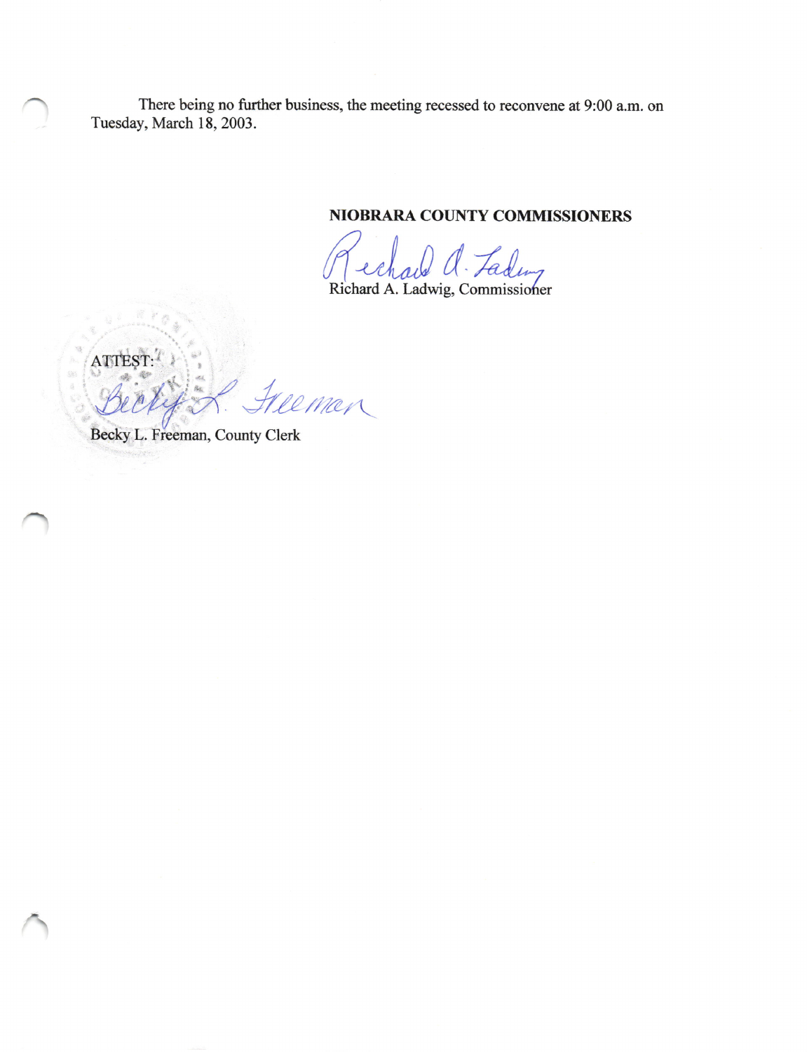There being no further business, the meeting recessed to reconvene at 9:00 a.m. on Tuesday, March 18, 2003.

**NIOBRARA COUNTY COMMISSIONERS**

Richard A. Ladwig, Commissioner

ATTEST:

Becky L. Freeman, County Clerk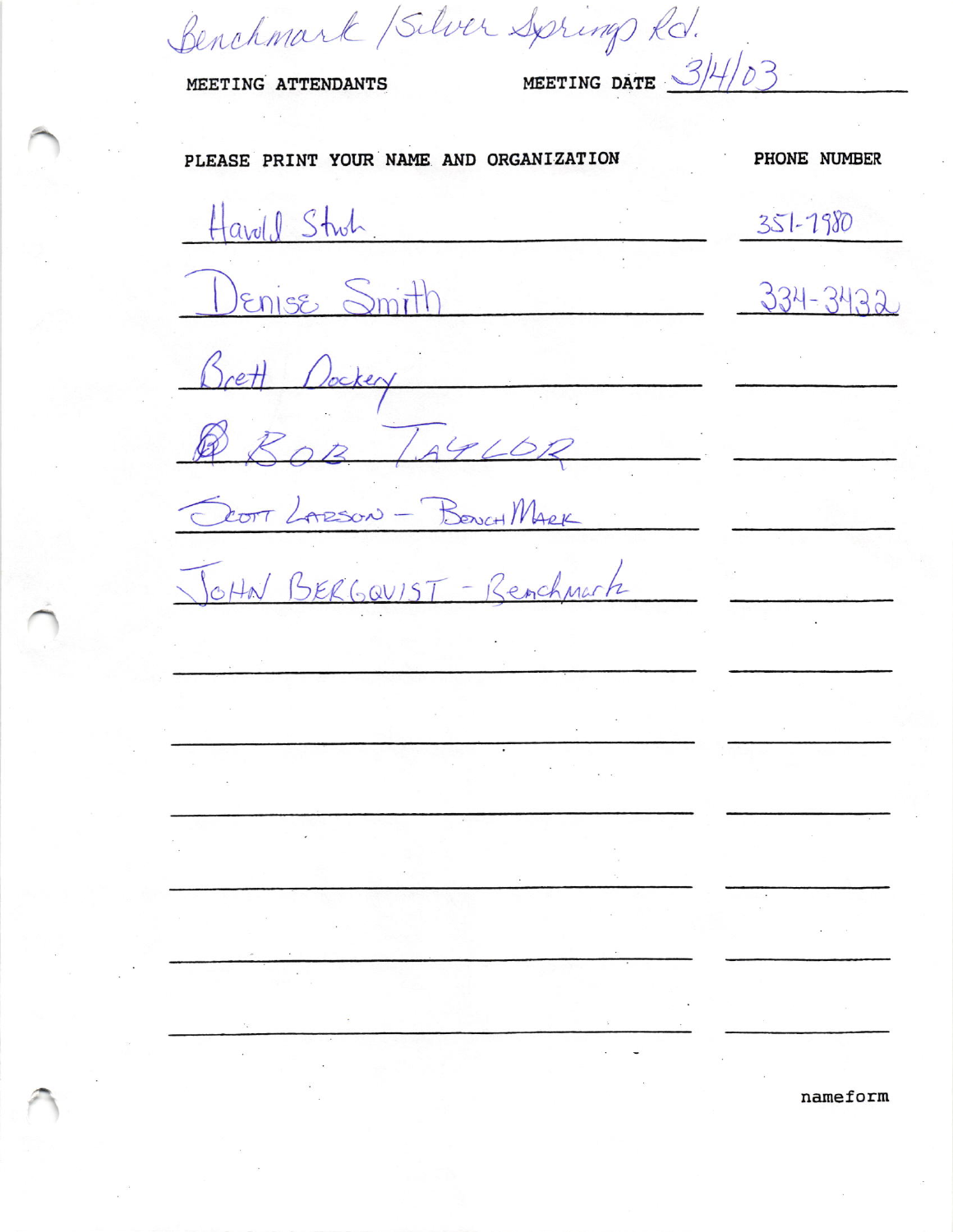Benchmark / Silver Springs Rd.

MEETING ATTENDANTS MEETING DATE 3/4/03

| PLEASE PRINT YOUR NAME AND ORGANIZATION | PHONE NUMBER |
|---|---|
| Harold Stuh | 351-7980 |
| Denise Smith | 334-3432 |
| Brett Dockery | |
| Bob Taylor | |
| Scott Larson - BenchMark | |
| John Bergquist - Benchmark | |
| | |
| | |
| | |
| | |
| | |
| | |

nameform